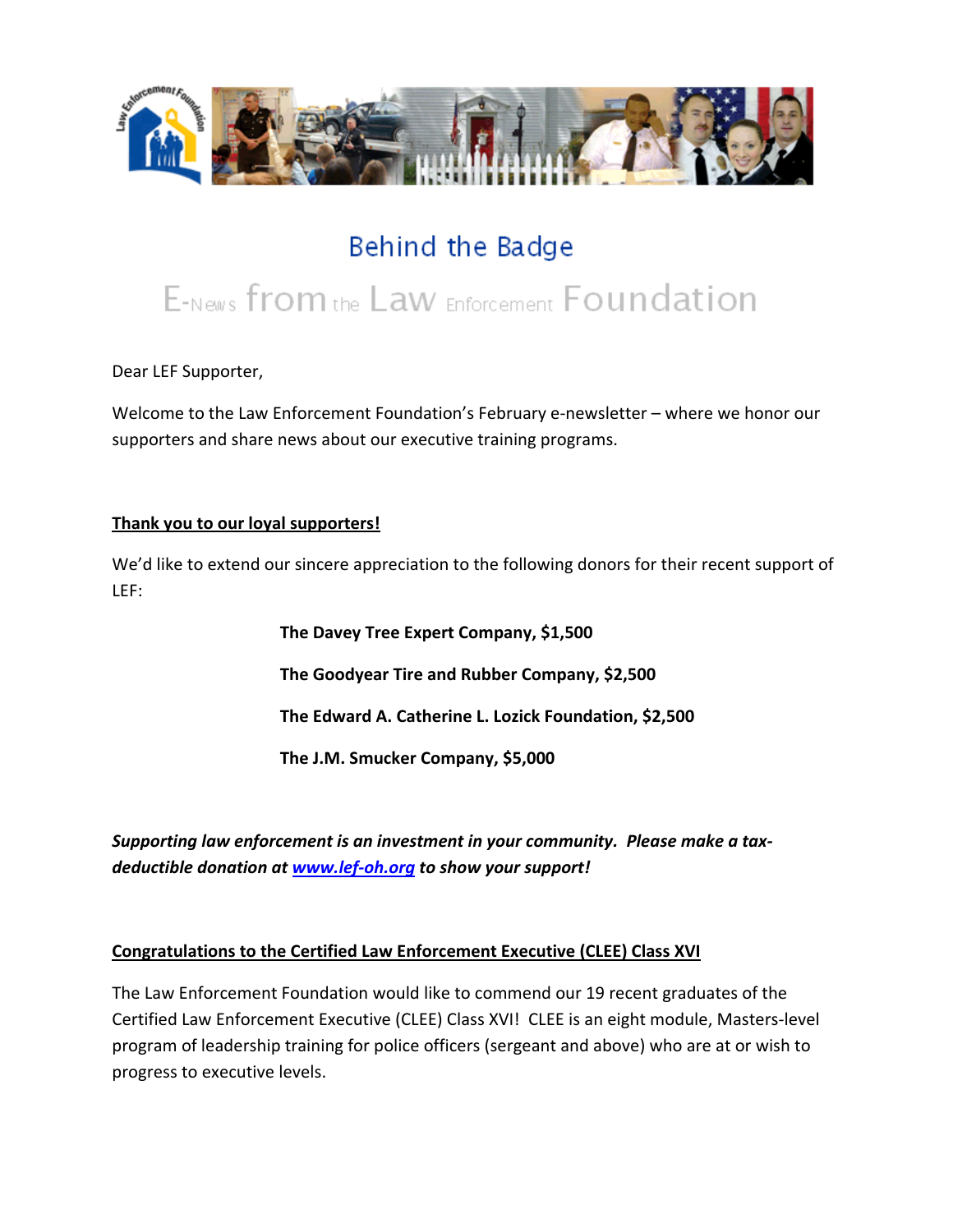# Behind the Badge

## E-News from the Law Enforcement Foundation

Dear LEF Supporter,

Welcome to the Law Enforcement Foundation's February e-newsletter – where we honor our supporters and share news about our executive training programs.

**Thank you to our loyal supporters!**

We'd like to extend our sincere appreciation to the following donors for their recent support of LEF:

**The Davey Tree Expert Company, $1,500**

**The Goodyear Tire and Rubber Company, $2,500**

**The Edward A. Catherine L. Lozick Foundation, $2,500**

**The J.M. Smucker Company, $5,000**

***Supporting law enforcement is an investment in your community. Please make a tax-deductible donation at [www.lef-oh.org](http://www.lef-oh.org) to show your support!***

**Congratulations to the Certified Law Enforcement Executive (CLEE) Class XVI**

The Law Enforcement Foundation would like to commend our 19 recent graduates of the Certified Law Enforcement Executive (CLEE) Class XVI! CLEE is an eight module, Masters-level program of leadership training for police officers (sergeant and above) who are at or wish to progress to executive levels.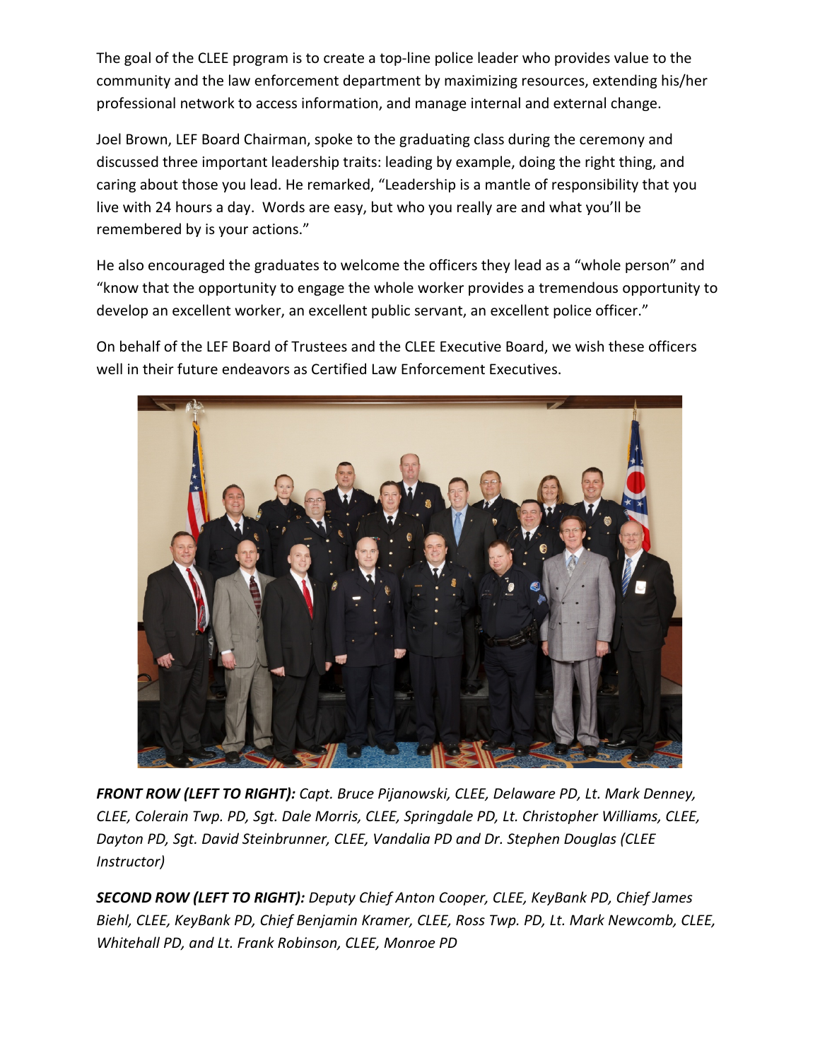The goal of the CLEE program is to create a top-line police leader who provides value to the community and the law enforcement department by maximizing resources, extending his/her professional network to access information, and manage internal and external change.

Joel Brown, LEF Board Chairman, spoke to the graduating class during the ceremony and discussed three important leadership traits: leading by example, doing the right thing, and caring about those you lead. He remarked, "Leadership is a mantle of responsibility that you live with 24 hours a day. Words are easy, but who you really are and what you'll be remembered by is your actions."

He also encouraged the graduates to welcome the officers they lead as a "whole person" and "know that the opportunity to engage the whole worker provides a tremendous opportunity to develop an excellent worker, an excellent public servant, an excellent police officer."

On behalf of the LEF Board of Trustees and the CLEE Executive Board, we wish these officers well in their future endeavors as Certified Law Enforcement Executives.

***FRONT ROW (LEFT TO RIGHT):*** *Capt. Bruce Pijanowski, CLEE, Delaware PD, Lt. Mark Denney, CLEE, Colerain Twp. PD, Sgt. Dale Morris, CLEE, Springdale PD, Lt. Christopher Williams, CLEE, Dayton PD, Sgt. David Steinbrunner, CLEE, Vandalia PD and Dr. Stephen Douglas (CLEE Instructor)*

***SECOND ROW (LEFT TO RIGHT):*** *Deputy Chief Anton Cooper, CLEE, KeyBank PD, Chief James Biehl, CLEE, KeyBank PD, Chief Benjamin Kramer, CLEE, Ross Twp. PD, Lt. Mark Newcomb, CLEE, Whitehall PD, and Lt. Frank Robinson, CLEE, Monroe PD*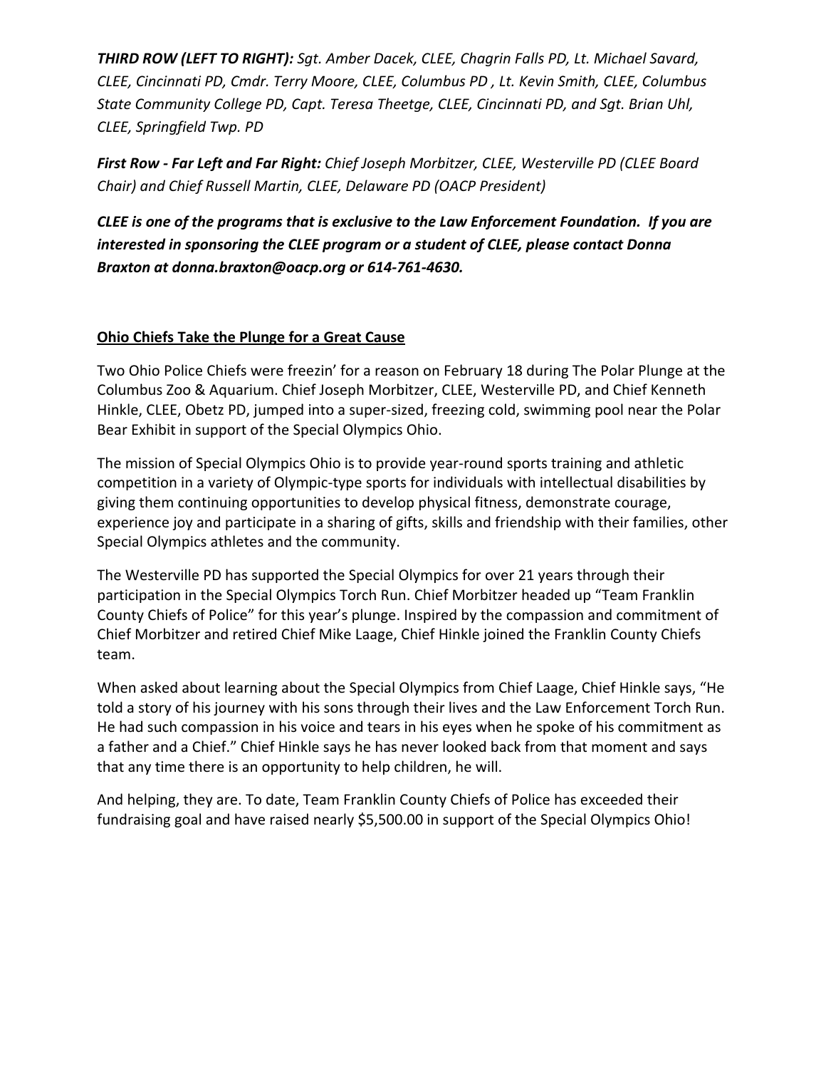***THIRD ROW (LEFT TO RIGHT):*** *Sgt. Amber Dacek, CLEE, Chagrin Falls PD, Lt. Michael Savard, CLEE, Cincinnati PD, Cmdr. Terry Moore, CLEE, Columbus PD , Lt. Kevin Smith, CLEE, Columbus State Community College PD, Capt. Teresa Theetge, CLEE, Cincinnati PD, and Sgt. Brian Uhl, CLEE, Springfield Twp. PD*

***First Row - Far Left and Far Right:*** *Chief Joseph Morbitzer, CLEE, Westerville PD (CLEE Board Chair) and Chief Russell Martin, CLEE, Delaware PD (OACP President)*

***CLEE is one of the programs that is exclusive to the Law Enforcement Foundation. If you are interested in sponsoring the CLEE program or a student of CLEE, please contact Donna Braxton at donna.braxton@oacp.org or 614-761-4630.***

**<u>Ohio Chiefs Take the Plunge for a Great Cause</u>**

Two Ohio Police Chiefs were freezin' for a reason on February 18 during The Polar Plunge at the Columbus Zoo & Aquarium. Chief Joseph Morbitzer, CLEE, Westerville PD, and Chief Kenneth Hinkle, CLEE, Obetz PD, jumped into a super-sized, freezing cold, swimming pool near the Polar Bear Exhibit in support of the Special Olympics Ohio.

The mission of Special Olympics Ohio is to provide year-round sports training and athletic competition in a variety of Olympic-type sports for individuals with intellectual disabilities by giving them continuing opportunities to develop physical fitness, demonstrate courage, experience joy and participate in a sharing of gifts, skills and friendship with their families, other Special Olympics athletes and the community.

The Westerville PD has supported the Special Olympics for over 21 years through their participation in the Special Olympics Torch Run. Chief Morbitzer headed up "Team Franklin County Chiefs of Police" for this year's plunge. Inspired by the compassion and commitment of Chief Morbitzer and retired Chief Mike Laage, Chief Hinkle joined the Franklin County Chiefs team.

When asked about learning about the Special Olympics from Chief Laage, Chief Hinkle says, "He told a story of his journey with his sons through their lives and the Law Enforcement Torch Run. He had such compassion in his voice and tears in his eyes when he spoke of his commitment as a father and a Chief." Chief Hinkle says he has never looked back from that moment and says that any time there is an opportunity to help children, he will.

And helping, they are. To date, Team Franklin County Chiefs of Police has exceeded their fundraising goal and have raised nearly $5,500.00 in support of the Special Olympics Ohio!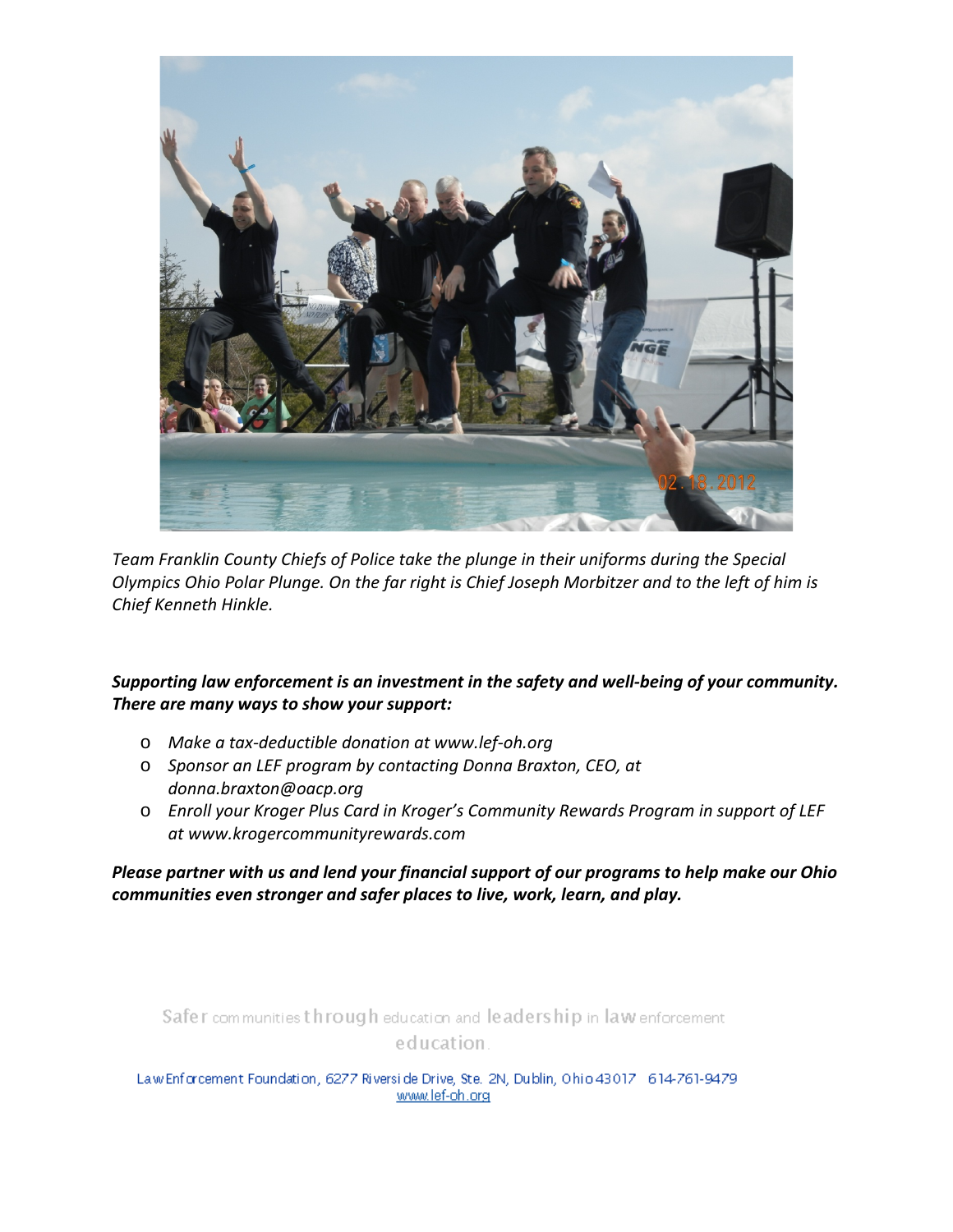*Team Franklin County Chiefs of Police take the plunge in their uniforms during the Special Olympics Ohio Polar Plunge. On the far right is Chief Joseph Morbitzer and to the left of him is Chief Kenneth Hinkle.*

***Supporting law enforcement is an investment in the safety and well-being of your community. There are many ways to show your support:***

- *Make a tax-deductible donation at www.lef-oh.org*
- *Sponsor an LEF program by contacting Donna Braxton, CEO, at donna.braxton@oacp.org*
- *Enroll your Kroger Plus Card in Kroger's Community Rewards Program in support of LEF at www.krogercommunityrewards.com*

***Please partner with us and lend your financial support of our programs to help make our Ohio communities even stronger and safer places to live, work, learn, and play.***

Safer communities through education and leadership in law enforcement education.

Law Enforcement Foundation, 6277 Riverside Drive, Ste. 2N, Dublin, Ohio 43017 614-761-9479
www.lef-oh.org